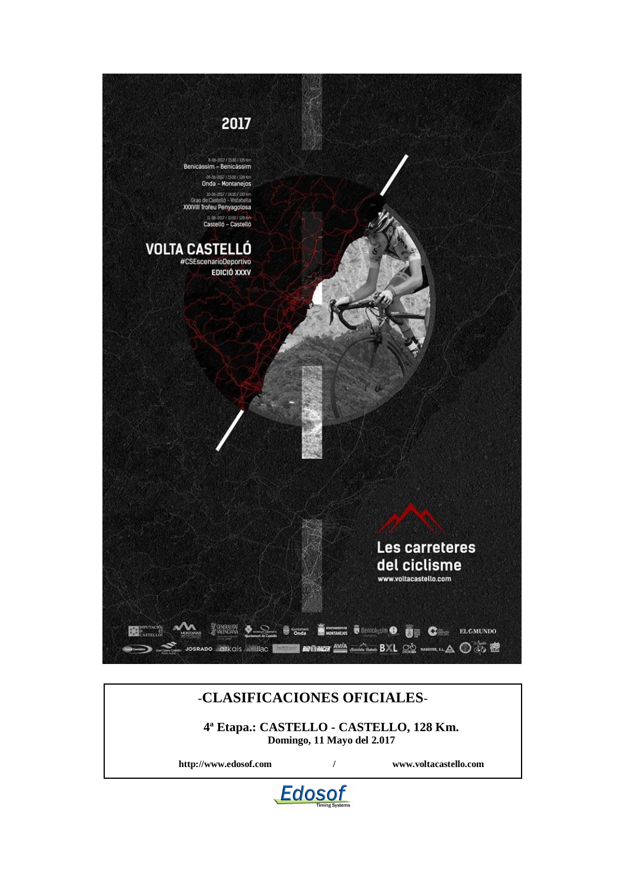2017

8-06-2017 / 15:30 / 135 Km
Benicàssim - Benicàssim

09-06-2017 / 15:00 / 128 Km
Onda - Montanejos

10-06-2017 / 14:30 / 133 Km
Grao de Castelló - Vistabella
XXXVIII Trofeu Penyagolosa

11-06-2017 / 10:00 / 128 Km
Castelló - Castelló

VOLTA CASTELLÓ
#CSEscenarioDeportivo
EDICIÓ XXXV

Les carreteres del ciclisme
www.voltacastello.com

# -CLASIFICACIONES OFICIALES-

**4ª Etapa.: CASTELLO - CASTELLO, 128 Km.**
**Domingo, 11 Mayo del 2.017**

**http://www.edosof.com / www.voltacastello.com**

Edosof Timing Systems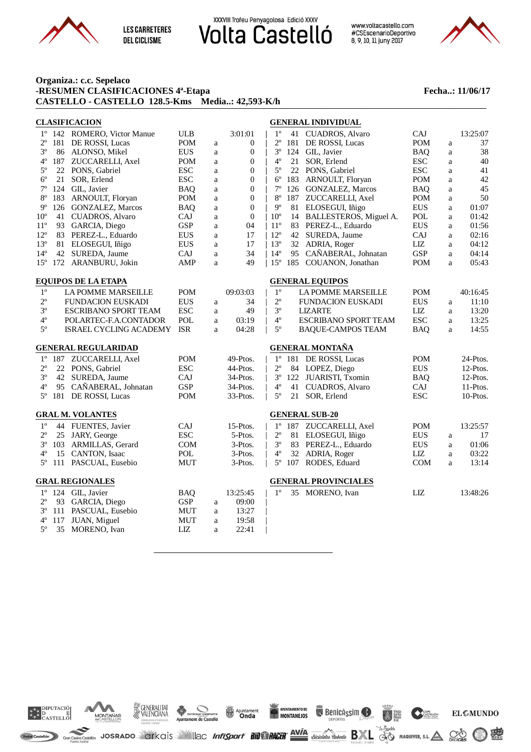**Organiza.: c.c. Sepelaco**
**-RESUMEN CLASIFICACIONES 4ª-Etapa**
**CASTELLO - CASTELLO 128.5-Kms Media..: 42,593-K/h**

**Fecha..: 11/06/17**

## CLASIFICACION

| Pos | Dorsal | Nombre | Equipo | | Tiempo |
|---|---|---|---|---|---|
| 1º | 142 | ROMERO, Victor Manue | ULB | | 3:01:01 |
| 2º | 181 | DE ROSSI, Lucas | POM | a | 0 |
| 3º | 86 | ALONSO, Mikel | EUS | a | 0 |
| 4º | 187 | ZUCCARELLI, Axel | POM | a | 0 |
| 5º | 22 | PONS, Gabriel | ESC | a | 0 |
| 6º | 21 | SOR, Erlend | ESC | a | 0 |
| 7º | 124 | GIL, Javier | BAQ | a | 0 |
| 8º | 183 | ARNOULT, Floryan | POM | a | 0 |
| 9º | 126 | GONZALEZ, Marcos | BAQ | a | 0 |
| 10º | 41 | CUADROS, Alvaro | CAJ | a | 0 |
| 11º | 93 | GARCIA, Diego | GSP | a | 04 |
| 12º | 83 | PEREZ-L., Eduardo | EUS | a | 17 |
| 13º | 81 | ELOSEGUI, Iñigo | EUS | a | 17 |
| 14º | 42 | SUREDA, Jaume | CAJ | a | 34 |
| 15º | 172 | ARANBURU, Jokin | AMP | a | 49 |

## GENERAL INDIVIDUAL

| Pos | Dorsal | Nombre | Equipo | | Tiempo |
|---|---|---|---|---|---|
| 1º | 41 | CUADROS, Alvaro | CAJ | | 13:25:07 |
| 2º | 181 | DE ROSSI, Lucas | POM | a | 37 |
| 3º | 124 | GIL, Javier | BAQ | a | 38 |
| 4º | 21 | SOR, Erlend | ESC | a | 40 |
| 5º | 22 | PONS, Gabriel | ESC | a | 41 |
| 6º | 183 | ARNOULT, Floryan | POM | a | 42 |
| 7º | 126 | GONZALEZ, Marcos | BAQ | a | 45 |
| 8º | 187 | ZUCCARELLI, Axel | POM | a | 50 |
| 9º | 81 | ELOSEGUI, Iñigo | EUS | a | 01:07 |
| 10º | 14 | BALLESTEROS, Miguel A. | POL | a | 01:42 |
| 11º | 83 | PEREZ-L., Eduardo | EUS | a | 01:56 |
| 12º | 42 | SUREDA, Jaume | CAJ | a | 02:16 |
| 13º | 32 | ADRIA, Roger | LIZ | a | 04:12 |
| 14º | 95 | CAÑABERAL, Johnatan | GSP | a | 04:14 |
| 15º | 185 | COUANON, Jonathan | POM | a | 05:43 |

## EQUIPOS DE LA ETAPA

| Pos | Equipo | Cód. | | Tiempo |
|---|---|---|---|---|
| 1º | LA POMME MARSEILLE | POM | | 09:03:03 |
| 2º | FUNDACION EUSKADI | EUS | a | 34 |
| 3º | ESCRIBANO SPORT TEAM | ESC | a | 49 |
| 4º | POLARTEC-F.A.CONTADOR | POL | a | 03:19 |
| 5º | ISRAEL CYCLING ACADEMY | ISR | a | 04:28 |

## GENERAL EQUIPOS

| Pos | Equipo | Cód. | | Tiempo |
|---|---|---|---|---|
| 1º | LA POMME MARSEILLE | POM | | 40:16:45 |
| 2º | FUNDACION EUSKADI | EUS | a | 11:10 |
| 3º | LIZARTE | LIZ | a | 13:20 |
| 4º | ESCRIBANO SPORT TEAM | ESC | a | 13:25 |
| 5º | BAQUE-CAMPOS TEAM | BAQ | a | 14:55 |

## GENERAL REGULARIDAD

| Pos | Dorsal | Nombre | Equipo | Puntos |
|---|---|---|---|---|
| 1º | 187 | ZUCCARELLI, Axel | POM | 49-Ptos. |
| 2º | 22 | PONS, Gabriel | ESC | 44-Ptos. |
| 3º | 42 | SUREDA, Jaume | CAJ | 34-Ptos. |
| 4º | 95 | CAÑABERAL, Johnatan | GSP | 34-Ptos. |
| 5º | 181 | DE ROSSI, Lucas | POM | 33-Ptos. |

## GENERAL MONTAÑA

| Pos | Dorsal | Nombre | Equipo | Puntos |
|---|---|---|---|---|
| 1º | 181 | DE ROSSI, Lucas | POM | 24-Ptos. |
| 2º | 84 | LOPEZ, Diego | EUS | 12-Ptos. |
| 3º | 122 | JUARISTI, Txomin | BAQ | 12-Ptos. |
| 4º | 41 | CUADROS, Alvaro | CAJ | 11-Ptos. |
| 5º | 21 | SOR, Erlend | ESC | 10-Ptos. |

## GRAL M. VOLANTES

| Pos | Dorsal | Nombre | Equipo | Puntos |
|---|---|---|---|---|
| 1º | 44 | FUENTES, Javier | CAJ | 15-Ptos. |
| 2º | 25 | JARY, George | ESC | 5-Ptos. |
| 3º | 103 | ARMILLAS, Gerard | COM | 3-Ptos. |
| 4º | 15 | CANTON, Isaac | POL | 3-Ptos. |
| 5º | 111 | PASCUAL, Eusebio | MUT | 3-Ptos. |

## GENERAL SUB-20

| Pos | Dorsal | Nombre | Equipo | | Tiempo |
|---|---|---|---|---|---|
| 1º | 187 | ZUCCARELLI, Axel | POM | | 13:25:57 |
| 2º | 81 | ELOSEGUI, Iñigo | EUS | a | 17 |
| 3º | 83 | PEREZ-L., Eduardo | EUS | a | 01:06 |
| 4º | 32 | ADRIA, Roger | LIZ | a | 03:22 |
| 5º | 107 | RODES, Eduard | COM | a | 13:14 |

## GRAL REGIONALES

| Pos | Dorsal | Nombre | Equipo | | Tiempo |
|---|---|---|---|---|---|
| 1º | 124 | GIL, Javier | BAQ | | 13:25:45 |
| 2º | 93 | GARCIA, Diego | GSP | a | 09:00 |
| 3º | 111 | PASCUAL, Eusebio | MUT | a | 13:27 |
| 4º | 117 | JUAN, Miguel | MUT | a | 19:58 |
| 5º | 35 | MORENO, Ivan | LIZ | a | 22:41 |

## GENERAL PROVINCIALES

| Pos | Dorsal | Nombre | Equipo | Tiempo |
|---|---|---|---|---|
| 1º | 35 | MORENO, Ivan | LIZ | 13:48:26 |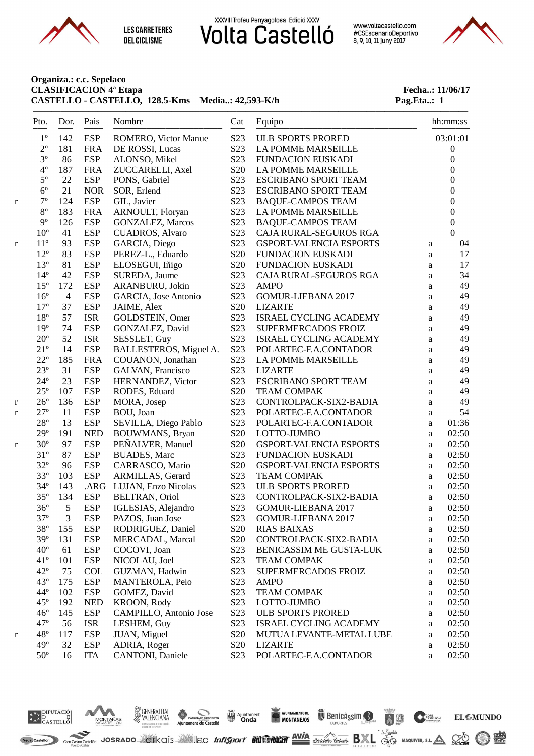XXXVIII Trofeu Penyagolosa Edició XXXV

# Volta Castelló

LES CARRETERES DEL CICLISME

www.voltacastello.com
#CSEscenarioDeportivo
8, 9, 10, 11 juny 2017

**Organiza.: c.c. Sepelaco**
**CLASIFICACION 4ª Etapa** **Fecha..: 11/06/17**
**CASTELLO - CASTELLO, 128.5-Kms Media..: 42,593-K/h** **Pag.Eta..: 1**

| | Pto. | Dor. | Pais | Nombre | Cat | Equipo | | hh:mm:ss |
|---|---|---|---|---|---|---|---|---|
| | 1º | 142 | ESP | ROMERO, Victor Manue | S23 | ULB SPORTS PRORED | | 03:01:01 |
| | 2º | 181 | FRA | DE ROSSI, Lucas | S23 | LA POMME MARSEILLE | | 0 |
| | 3º | 86 | ESP | ALONSO, Mikel | S23 | FUNDACION EUSKADI | | 0 |
| | 4º | 187 | FRA | ZUCCARELLI, Axel | S20 | LA POMME MARSEILLE | | 0 |
| | 5º | 22 | ESP | PONS, Gabriel | S23 | ESCRIBANO SPORT TEAM | | 0 |
| | 6º | 21 | NOR | SOR, Erlend | S23 | ESCRIBANO SPORT TEAM | | 0 |
| r | 7º | 124 | ESP | GIL, Javier | S23 | BAQUE-CAMPOS TEAM | | 0 |
| | 8º | 183 | FRA | ARNOULT, Floryan | S23 | LA POMME MARSEILLE | | 0 |
| | 9º | 126 | ESP | GONZALEZ, Marcos | S23 | BAQUE-CAMPOS TEAM | | 0 |
| | 10º | 41 | ESP | CUADROS, Alvaro | S23 | CAJA RURAL-SEGUROS RGA | | 0 |
| r | 11º | 93 | ESP | GARCIA, Diego | S23 | GSPORT-VALENCIA ESPORTS | a | 04 |
| | 12º | 83 | ESP | PEREZ-L., Eduardo | S20 | FUNDACION EUSKADI | a | 17 |
| | 13º | 81 | ESP | ELOSEGUI, Iñigo | S20 | FUNDACION EUSKADI | a | 17 |
| | 14º | 42 | ESP | SUREDA, Jaume | S23 | CAJA RURAL-SEGUROS RGA | a | 34 |
| | 15º | 172 | ESP | ARANBURU, Jokin | S23 | AMPO | a | 49 |
| | 16º | 4 | ESP | GARCIA, Jose Antonio | S23 | GOMUR-LIEBANA 2017 | a | 49 |
| | 17º | 37 | ESP | JAIME, Alex | S20 | LIZARTE | a | 49 |
| | 18º | 57 | ISR | GOLDSTEIN, Omer | S23 | ISRAEL CYCLING ACADEMY | a | 49 |
| | 19º | 74 | ESP | GONZALEZ, David | S23 | SUPERMERCADOS FROIZ | a | 49 |
| | 20º | 52 | ISR | SESSLET, Guy | S23 | ISRAEL CYCLING ACADEMY | a | 49 |
| | 21º | 14 | ESP | BALLESTEROS, Miguel A. | S23 | POLARTEC-F.A.CONTADOR | a | 49 |
| | 22º | 185 | FRA | COUANON, Jonathan | S23 | LA POMME MARSEILLE | a | 49 |
| | 23º | 31 | ESP | GALVAN, Francisco | S23 | LIZARTE | a | 49 |
| | 24º | 23 | ESP | HERNANDEZ, Victor | S23 | ESCRIBANO SPORT TEAM | a | 49 |
| | 25º | 107 | ESP | RODES, Eduard | S20 | TEAM COMPAK | a | 49 |
| r | 26º | 136 | ESP | MORA, Josep | S23 | CONTROLPACK-SIX2-BADIA | a | 49 |
| r | 27º | 11 | ESP | BOU, Joan | S23 | POLARTEC-F.A.CONTADOR | a | 54 |
| | 28º | 13 | ESP | SEVILLA, Diego Pablo | S23 | POLARTEC-F.A.CONTADOR | a | 01:36 |
| | 29º | 191 | NED | BOUWMANS, Bryan | S20 | LOTTO-JUMBO | a | 02:50 |
| r | 30º | 97 | ESP | PEÑALVER, Manuel | S20 | GSPORT-VALENCIA ESPORTS | a | 02:50 |
| | 31º | 87 | ESP | BUADES, Marc | S23 | FUNDACION EUSKADI | a | 02:50 |
| | 32º | 96 | ESP | CARRASCO, Mario | S20 | GSPORT-VALENCIA ESPORTS | a | 02:50 |
| | 33º | 103 | ESP | ARMILLAS, Gerard | S23 | TEAM COMPAK | a | 02:50 |
| | 34º | 143 | .ARG | LUJAN, Enzo Nicolas | S23 | ULB SPORTS PRORED | a | 02:50 |
| | 35º | 134 | ESP | BELTRAN, Oriol | S23 | CONTROLPACK-SIX2-BADIA | a | 02:50 |
| | 36º | 5 | ESP | IGLESIAS, Alejandro | S23 | GOMUR-LIEBANA 2017 | a | 02:50 |
| | 37º | 3 | ESP | PAZOS, Juan Jose | S23 | GOMUR-LIEBANA 2017 | a | 02:50 |
| | 38º | 155 | ESP | RODRIGUEZ, Daniel | S20 | RIAS BAIXAS | a | 02:50 |
| | 39º | 131 | ESP | MERCADAL, Marcal | S20 | CONTROLPACK-SIX2-BADIA | a | 02:50 |
| | 40º | 61 | ESP | COCOVI, Joan | S23 | BENICASSIM ME GUSTA-LUK | a | 02:50 |
| | 41º | 101 | ESP | NICOLAU, Joel | S23 | TEAM COMPAK | a | 02:50 |
| | 42º | 75 | COL | GUZMAN, Hadwin | S23 | SUPERMERCADOS FROIZ | a | 02:50 |
| | 43º | 175 | ESP | MANTEROLA, Peio | S23 | AMPO | a | 02:50 |
| | 44º | 102 | ESP | GOMEZ, David | S23 | TEAM COMPAK | a | 02:50 |
| | 45º | 192 | NED | KROON, Rody | S23 | LOTTO-JUMBO | a | 02:50 |
| | 46º | 145 | ESP | CAMPILLO, Antonio Jose | S23 | ULB SPORTS PRORED | a | 02:50 |
| | 47º | 56 | ISR | LESHEM, Guy | S23 | ISRAEL CYCLING ACADEMY | a | 02:50 |
| r | 48º | 117 | ESP | JUAN, Miguel | S20 | MUTUA LEVANTE-METAL LUBE | a | 02:50 |
| | 49º | 32 | ESP | ADRIA, Roger | S20 | LIZARTE | a | 02:50 |
| | 50º | 16 | ITA | CANTONI, Daniele | S23 | POLARTEC-F.A.CONTADOR | a | 02:50 |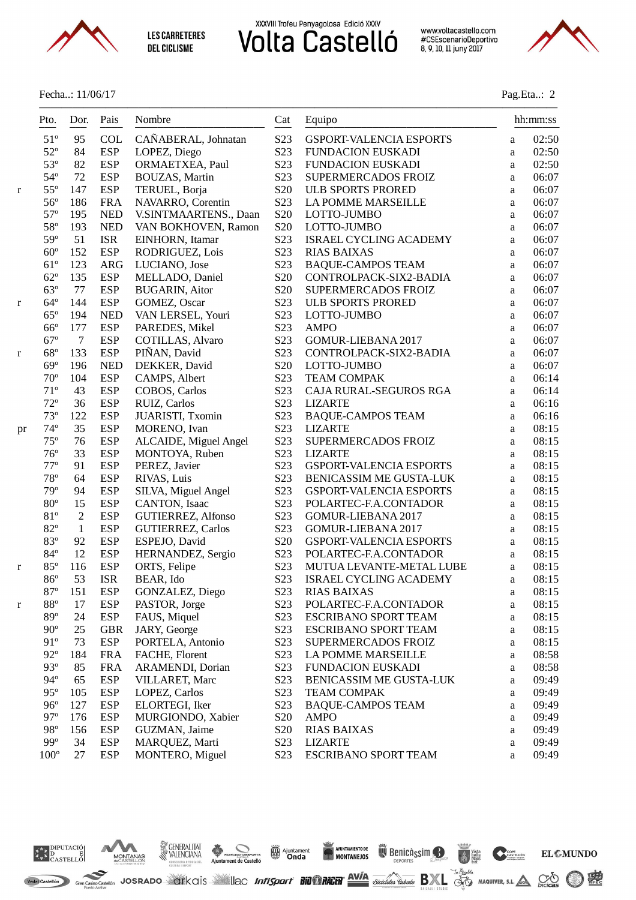XXXVIII Trofeu Penyagolosa Edició XXXV

# Volta Castelló

LES CARRETERES DEL CICLISME

www.voltacastello.com
#CSEscenarioDeportivo
8, 9, 10, 11 juny 2017

Fecha..: 11/06/17

Pag.Eta..: 2

| | Pto. | Dor. | Pais | Nombre | Cat | Equipo | | hh:mm:ss |
|---|---|---|---|---|---|---|---|---|
| | 51º | 95 | COL | CAÑABERAL, Johnatan | S23 | GSPORT-VALENCIA ESPORTS | a | 02:50 |
| | 52º | 84 | ESP | LOPEZ, Diego | S23 | FUNDACION EUSKADI | a | 02:50 |
| | 53º | 82 | ESP | ORMAETXEA, Paul | S23 | FUNDACION EUSKADI | a | 02:50 |
| | 54º | 72 | ESP | BOUZAS, Martin | S23 | SUPERMERCADOS FROIZ | a | 06:07 |
| r | 55º | 147 | ESP | TERUEL, Borja | S20 | ULB SPORTS PRORED | a | 06:07 |
| | 56º | 186 | FRA | NAVARRO, Corentin | S23 | LA POMME MARSEILLE | a | 06:07 |
| | 57º | 195 | NED | V.SINTMAARTENS., Daan | S20 | LOTTO-JUMBO | a | 06:07 |
| | 58º | 193 | NED | VAN BOKHOVEN, Ramon | S20 | LOTTO-JUMBO | a | 06:07 |
| | 59º | 51 | ISR | EINHORN, Itamar | S23 | ISRAEL CYCLING ACADEMY | a | 06:07 |
| | 60º | 152 | ESP | RODRIGUEZ, Lois | S23 | RIAS BAIXAS | a | 06:07 |
| | 61º | 123 | ARG | LUCIANO, Jose | S23 | BAQUE-CAMPOS TEAM | a | 06:07 |
| | 62º | 135 | ESP | MELLADO, Daniel | S20 | CONTROLPACK-SIX2-BADIA | a | 06:07 |
| | 63º | 77 | ESP | BUGARIN, Aitor | S20 | SUPERMERCADOS FROIZ | a | 06:07 |
| r | 64º | 144 | ESP | GOMEZ, Oscar | S23 | ULB SPORTS PRORED | a | 06:07 |
| | 65º | 194 | NED | VAN LERSEL, Youri | S23 | LOTTO-JUMBO | a | 06:07 |
| | 66º | 177 | ESP | PAREDES, Mikel | S23 | AMPO | a | 06:07 |
| | 67º | 7 | ESP | COTILLAS, Alvaro | S23 | GOMUR-LIEBANA 2017 | a | 06:07 |
| r | 68º | 133 | ESP | PIÑAN, David | S23 | CONTROLPACK-SIX2-BADIA | a | 06:07 |
| | 69º | 196 | NED | DEKKER, David | S20 | LOTTO-JUMBO | a | 06:07 |
| | 70º | 104 | ESP | CAMPS, Albert | S23 | TEAM COMPAK | a | 06:14 |
| | 71º | 43 | ESP | COBOS, Carlos | S23 | CAJA RURAL-SEGUROS RGA | a | 06:14 |
| | 72º | 36 | ESP | RUIZ, Carlos | S23 | LIZARTE | a | 06:16 |
| | 73º | 122 | ESP | JUARISTI, Txomin | S23 | BAQUE-CAMPOS TEAM | a | 06:16 |
| pr | 74º | 35 | ESP | MORENO, Ivan | S23 | LIZARTE | a | 08:15 |
| | 75º | 76 | ESP | ALCAIDE, Miguel Angel | S23 | SUPERMERCADOS FROIZ | a | 08:15 |
| | 76º | 33 | ESP | MONTOYA, Ruben | S23 | LIZARTE | a | 08:15 |
| | 77º | 91 | ESP | PEREZ, Javier | S23 | GSPORT-VALENCIA ESPORTS | a | 08:15 |
| | 78º | 64 | ESP | RIVAS, Luis | S23 | BENICASSIM ME GUSTA-LUK | a | 08:15 |
| | 79º | 94 | ESP | SILVA, Miguel Angel | S23 | GSPORT-VALENCIA ESPORTS | a | 08:15 |
| | 80º | 15 | ESP | CANTON, Isaac | S23 | POLARTEC-F.A.CONTADOR | a | 08:15 |
| | 81º | 2 | ESP | GUTIERREZ, Alfonso | S23 | GOMUR-LIEBANA 2017 | a | 08:15 |
| | 82º | 1 | ESP | GUTIERREZ, Carlos | S23 | GOMUR-LIEBANA 2017 | a | 08:15 |
| | 83º | 92 | ESP | ESPEJO, David | S20 | GSPORT-VALENCIA ESPORTS | a | 08:15 |
| | 84º | 12 | ESP | HERNANDEZ, Sergio | S23 | POLARTEC-F.A.CONTADOR | a | 08:15 |
| r | 85º | 116 | ESP | ORTS, Felipe | S23 | MUTUA LEVANTE-METAL LUBE | a | 08:15 |
| | 86º | 53 | ISR | BEAR, Ido | S23 | ISRAEL CYCLING ACADEMY | a | 08:15 |
| | 87º | 151 | ESP | GONZALEZ, Diego | S23 | RIAS BAIXAS | a | 08:15 |
| r | 88º | 17 | ESP | PASTOR, Jorge | S23 | POLARTEC-F.A.CONTADOR | a | 08:15 |
| | 89º | 24 | ESP | FAUS, Miquel | S23 | ESCRIBANO SPORT TEAM | a | 08:15 |
| | 90º | 25 | GBR | JARY, George | S23 | ESCRIBANO SPORT TEAM | a | 08:15 |
| | 91º | 73 | ESP | PORTELA, Antonio | S23 | SUPERMERCADOS FROIZ | a | 08:15 |
| | 92º | 184 | FRA | FACHE, Florent | S23 | LA POMME MARSEILLE | a | 08:58 |
| | 93º | 85 | FRA | ARAMENDI, Dorian | S23 | FUNDACION EUSKADI | a | 08:58 |
| | 94º | 65 | ESP | VILLARET, Marc | S23 | BENICASSIM ME GUSTA-LUK | a | 09:49 |
| | 95º | 105 | ESP | LOPEZ, Carlos | S23 | TEAM COMPAK | a | 09:49 |
| | 96º | 127 | ESP | ELORTEGI, Iker | S23 | BAQUE-CAMPOS TEAM | a | 09:49 |
| | 97º | 176 | ESP | MURGIONDO, Xabier | S20 | AMPO | a | 09:49 |
| | 98º | 156 | ESP | GUZMAN, Jaime | S20 | RIAS BAIXAS | a | 09:49 |
| | 99º | 34 | ESP | MARQUEZ, Marti | S23 | LIZARTE | a | 09:49 |
| | 100º | 27 | ESP | MONTERO, Miguel | S23 | ESCRIBANO SPORT TEAM | a | 09:49 |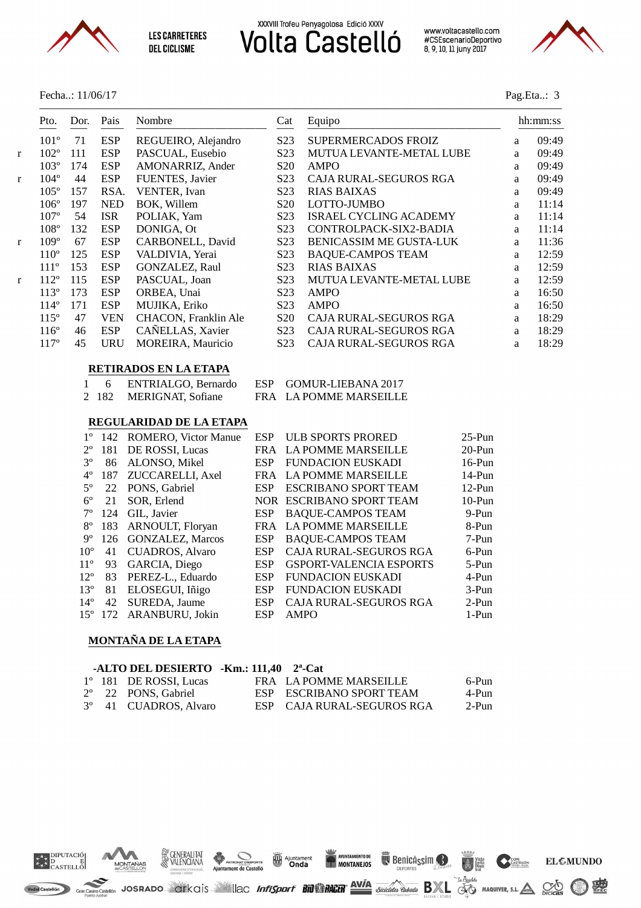XXXVIII Trofeu Penyagolosa Edició XXXV

# Volta Castelló

LES CARRETERES DEL CICLISME

www.voltacastello.com
#CSEscenarioDeportivo
8, 9, 10, 11 juny 2017

Fecha..: 11/06/17

Pag.Eta..: 3

| | Pto. | Dor. | Pais | Nombre | Cat | Equipo | | hh:mm:ss |
|---|---|---|---|---|---|---|---|---|
| | 101º | 71 | ESP | REGUEIRO, Alejandro | S23 | SUPERMERCADOS FROIZ | a | 09:49 |
| r | 102º | 111 | ESP | PASCUAL, Eusebio | S23 | MUTUA LEVANTE-METAL LUBE | a | 09:49 |
| | 103º | 174 | ESP | AMONARRIZ, Ander | S20 | AMPO | a | 09:49 |
| r | 104º | 44 | ESP | FUENTES, Javier | S23 | CAJA RURAL-SEGUROS RGA | a | 09:49 |
| | 105º | 157 | RSA. | VENTER, Ivan | S23 | RIAS BAIXAS | a | 09:49 |
| | 106º | 197 | NED | BOK, Willem | S20 | LOTTO-JUMBO | a | 11:14 |
| | 107º | 54 | ISR | POLIAK, Yam | S23 | ISRAEL CYCLING ACADEMY | a | 11:14 |
| | 108º | 132 | ESP | DONIGA, Ot | S23 | CONTROLPACK-SIX2-BADIA | a | 11:14 |
| r | 109º | 67 | ESP | CARBONELL, David | S23 | BENICASSIM ME GUSTA-LUK | a | 11:36 |
| | 110º | 125 | ESP | VALDIVIA, Yerai | S23 | BAQUE-CAMPOS TEAM | a | 12:59 |
| | 111º | 153 | ESP | GONZALEZ, Raul | S23 | RIAS BAIXAS | a | 12:59 |
| r | 112º | 115 | ESP | PASCUAL, Joan | S23 | MUTUA LEVANTE-METAL LUBE | a | 12:59 |
| | 113º | 173 | ESP | ORBEA, Unai | S23 | AMPO | a | 16:50 |
| | 114º | 171 | ESP | MUJIKA, Eriko | S23 | AMPO | a | 16:50 |
| | 115º | 47 | VEN | CHACON, Franklin Ale | S20 | CAJA RURAL-SEGUROS RGA | a | 18:29 |
| | 116º | 46 | ESP | CAÑELLAS, Xavier | S23 | CAJA RURAL-SEGUROS RGA | a | 18:29 |
| | 117º | 45 | URU | MOREIRA, Mauricio | S23 | CAJA RURAL-SEGUROS RGA | a | 18:29 |

## RETIRADOS EN LA ETAPA

| | | | | |
|---|---|---|---|---|
| 1 | 6 | ENTRIALGO, Bernardo | ESP | GOMUR-LIEBANA 2017 |
| 2 | 182 | MERIGNAT, Sofiane | FRA | LA POMME MARSEILLE |

## REGULARIDAD DE LA ETAPA

| | | | | | |
|---|---|---|---|---|---|
| 1º | 142 | ROMERO, Victor Manue | ESP | ULB SPORTS PRORED | 25-Pun |
| 2º | 181 | DE ROSSI, Lucas | FRA | LA POMME MARSEILLE | 20-Pun |
| 3º | 86 | ALONSO, Mikel | ESP | FUNDACION EUSKADI | 16-Pun |
| 4º | 187 | ZUCCARELLI, Axel | FRA | LA POMME MARSEILLE | 14-Pun |
| 5º | 22 | PONS, Gabriel | ESP | ESCRIBANO SPORT TEAM | 12-Pun |
| 6º | 21 | SOR, Erlend | NOR | ESCRIBANO SPORT TEAM | 10-Pun |
| 7º | 124 | GIL, Javier | ESP | BAQUE-CAMPOS TEAM | 9-Pun |
| 8º | 183 | ARNOULT, Floryan | FRA | LA POMME MARSEILLE | 8-Pun |
| 9º | 126 | GONZALEZ, Marcos | ESP | BAQUE-CAMPOS TEAM | 7-Pun |
| 10º | 41 | CUADROS, Alvaro | ESP | CAJA RURAL-SEGUROS RGA | 6-Pun |
| 11º | 93 | GARCIA, Diego | ESP | GSPORT-VALENCIA ESPORTS | 5-Pun |
| 12º | 83 | PEREZ-L., Eduardo | ESP | FUNDACION EUSKADI | 4-Pun |
| 13º | 81 | ELOSEGUI, Iñigo | ESP | FUNDACION EUSKADI | 3-Pun |
| 14º | 42 | SUREDA, Jaume | ESP | CAJA RURAL-SEGUROS RGA | 2-Pun |
| 15º | 172 | ARANBURU, Jokin | ESP | AMPO | 1-Pun |

## MONTAÑA DE LA ETAPA

**-ALTO DEL DESIERTO -Km.: 111,40 2ª-Cat**

| | | | | | |
|---|---|---|---|---|---|
| 1º | 181 | DE ROSSI, Lucas | FRA | LA POMME MARSEILLE | 6-Pun |
| 2º | 22 | PONS, Gabriel | ESP | ESCRIBANO SPORT TEAM | 4-Pun |
| 3º | 41 | CUADROS, Alvaro | ESP | CAJA RURAL-SEGUROS RGA | 2-Pun |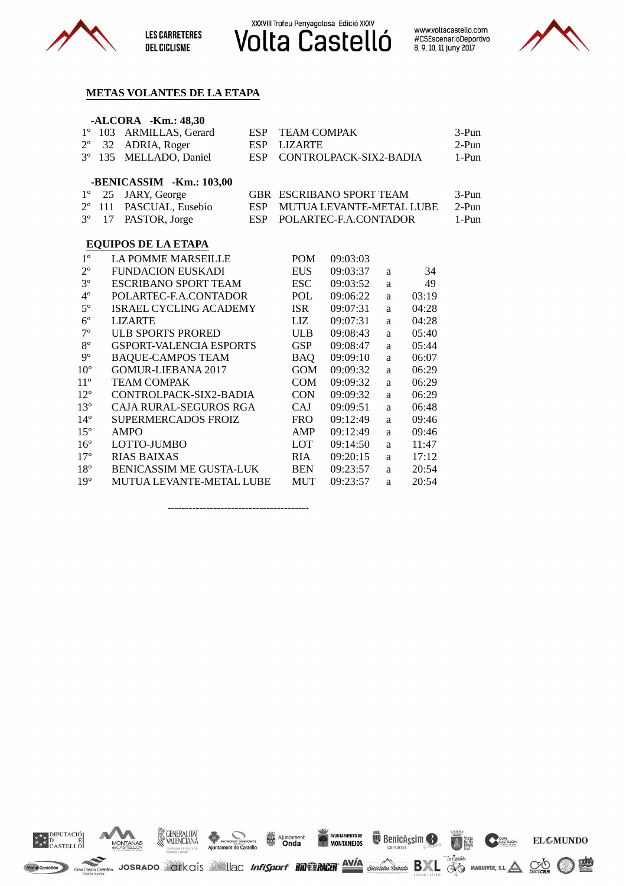## METAS VOLANTES DE LA ETAPA

**-ALCORA -Km.: 48,30**

| | | | | | |
|---|---|---|---|---|---|
| 1º | 103 | ARMILLAS, Gerard | ESP | TEAM COMPAK | 3-Pun |
| 2º | 32 | ADRIA, Roger | ESP | LIZARTE | 2-Pun |
| 3º | 135 | MELLADO, Daniel | ESP | CONTROLPACK-SIX2-BADIA | 1-Pun |

**-BENICASSIM -Km.: 103,00**

| | | | | | |
|---|---|---|---|---|---|
| 1º | 25 | JARY, George | GBR | ESCRIBANO SPORT TEAM | 3-Pun |
| 2º | 111 | PASCUAL, Eusebio | ESP | MUTUA LEVANTE-METAL LUBE | 2-Pun |
| 3º | 17 | PASTOR, Jorge | ESP | POLARTEC-F.A.CONTADOR | 1-Pun |

## EQUIPOS DE LA ETAPA

| | | | | | |
|---|---|---|---|---|---|
| 1º | LA POMME MARSEILLE | POM | 09:03:03 | | |
| 2º | FUNDACION EUSKADI | EUS | 09:03:37 | a | 34 |
| 3º | ESCRIBANO SPORT TEAM | ESC | 09:03:52 | a | 49 |
| 4º | POLARTEC-F.A.CONTADOR | POL | 09:06:22 | a | 03:19 |
| 5º | ISRAEL CYCLING ACADEMY | ISR | 09:07:31 | a | 04:28 |
| 6º | LIZARTE | LIZ | 09:07:31 | a | 04:28 |
| 7º | ULB SPORTS PRORED | ULB | 09:08:43 | a | 05:40 |
| 8º | GSPORT-VALENCIA ESPORTS | GSP | 09:08:47 | a | 05:44 |
| 9º | BAQUE-CAMPOS TEAM | BAQ | 09:09:10 | a | 06:07 |
| 10º | GOMUR-LIEBANA 2017 | GOM | 09:09:32 | a | 06:29 |
| 11º | TEAM COMPAK | COM | 09:09:32 | a | 06:29 |
| 12º | CONTROLPACK-SIX2-BADIA | CON | 09:09:32 | a | 06:29 |
| 13º | CAJA RURAL-SEGUROS RGA | CAJ | 09:09:51 | a | 06:48 |
| 14º | SUPERMERCADOS FROIZ | FRO | 09:12:49 | a | 09:46 |
| 15º | AMPO | AMP | 09:12:49 | a | 09:46 |
| 16º | LOTTO-JUMBO | LOT | 09:14:50 | a | 11:47 |
| 17º | RIAS BAIXAS | RIA | 09:20:15 | a | 17:12 |
| 18º | BENICASSIM ME GUSTA-LUK | BEN | 09:23:57 | a | 20:54 |
| 19º | MUTUA LEVANTE-METAL LUBE | MUT | 09:23:57 | a | 20:54 |

----------------------------------------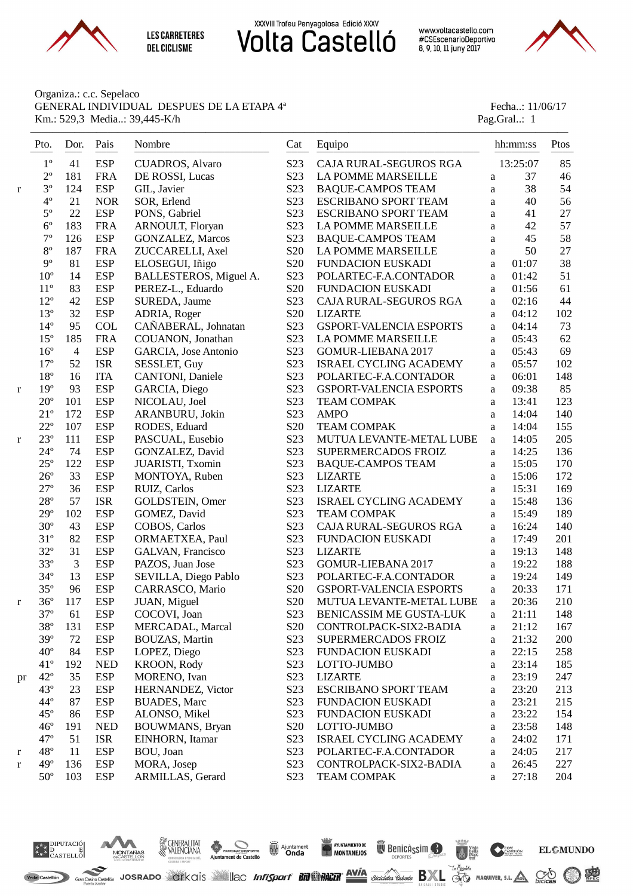XXXVIII Trofeu Penyagolosa Edició XXXV

# Volta Castelló

LES CARRETERES DEL CICLISME

www.voltacastello.com
#CSEscenarioDeportivo
8, 9, 10, 11 juny 2017

Organiza.: c.c. Sepelaco
GENERAL INDIVIDUAL DESPUES DE LA ETAPA 4ª
Km.: 529,3 Media..: 39,445-K/h

Fecha..: 11/06/17
Pag.Gral..: 1

| | Pto. | Dor. | Pais | Nombre | Cat | Equipo | | hh:mm:ss | Ptos |
|---|---|---|---|---|---|---|---|---|---|
| | 1º | 41 | ESP | CUADROS, Alvaro | S23 | CAJA RURAL-SEGUROS RGA | | 13:25:07 | 85 |
| | 2º | 181 | FRA | DE ROSSI, Lucas | S23 | LA POMME MARSEILLE | a | 37 | 46 |
| r | 3º | 124 | ESP | GIL, Javier | S23 | BAQUE-CAMPOS TEAM | a | 38 | 54 |
| | 4º | 21 | NOR | SOR, Erlend | S23 | ESCRIBANO SPORT TEAM | a | 40 | 56 |
| | 5º | 22 | ESP | PONS, Gabriel | S23 | ESCRIBANO SPORT TEAM | a | 41 | 27 |
| | 6º | 183 | FRA | ARNOULT, Floryan | S23 | LA POMME MARSEILLE | a | 42 | 57 |
| | 7º | 126 | ESP | GONZALEZ, Marcos | S23 | BAQUE-CAMPOS TEAM | a | 45 | 58 |
| | 8º | 187 | FRA | ZUCCARELLI, Axel | S20 | LA POMME MARSEILLE | a | 50 | 27 |
| | 9º | 81 | ESP | ELOSEGUI, Iñigo | S20 | FUNDACION EUSKADI | a | 01:07 | 38 |
| | 10º | 14 | ESP | BALLESTEROS, Miguel A. | S23 | POLARTEC-F.A.CONTADOR | a | 01:42 | 51 |
| | 11º | 83 | ESP | PEREZ-L., Eduardo | S20 | FUNDACION EUSKADI | a | 01:56 | 61 |
| | 12º | 42 | ESP | SUREDA, Jaume | S23 | CAJA RURAL-SEGUROS RGA | a | 02:16 | 44 |
| | 13º | 32 | ESP | ADRIA, Roger | S20 | LIZARTE | a | 04:12 | 102 |
| | 14º | 95 | COL | CAÑABERAL, Johnatan | S23 | GSPORT-VALENCIA ESPORTS | a | 04:14 | 73 |
| | 15º | 185 | FRA | COUANON, Jonathan | S23 | LA POMME MARSEILLE | a | 05:43 | 62 |
| | 16º | 4 | ESP | GARCIA, Jose Antonio | S23 | GOMUR-LIEBANA 2017 | a | 05:43 | 69 |
| | 17º | 52 | ISR | SESSLET, Guy | S23 | ISRAEL CYCLING ACADEMY | a | 05:57 | 102 |
| | 18º | 16 | ITA | CANTONI, Daniele | S23 | POLARTEC-F.A.CONTADOR | a | 06:01 | 148 |
| r | 19º | 93 | ESP | GARCIA, Diego | S23 | GSPORT-VALENCIA ESPORTS | a | 09:38 | 85 |
| | 20º | 101 | ESP | NICOLAU, Joel | S23 | TEAM COMPAK | a | 13:41 | 123 |
| | 21º | 172 | ESP | ARANBURU, Jokin | S23 | AMPO | a | 14:04 | 140 |
| | 22º | 107 | ESP | RODES, Eduard | S20 | TEAM COMPAK | a | 14:04 | 155 |
| r | 23º | 111 | ESP | PASCUAL, Eusebio | S23 | MUTUA LEVANTE-METAL LUBE | a | 14:05 | 205 |
| | 24º | 74 | ESP | GONZALEZ, David | S23 | SUPERMERCADOS FROIZ | a | 14:25 | 136 |
| | 25º | 122 | ESP | JUARISTI, Txomin | S23 | BAQUE-CAMPOS TEAM | a | 15:05 | 170 |
| | 26º | 33 | ESP | MONTOYA, Ruben | S23 | LIZARTE | a | 15:06 | 172 |
| | 27º | 36 | ESP | RUIZ, Carlos | S23 | LIZARTE | a | 15:31 | 169 |
| | 28º | 57 | ISR | GOLDSTEIN, Omer | S23 | ISRAEL CYCLING ACADEMY | a | 15:48 | 136 |
| | 29º | 102 | ESP | GOMEZ, David | S23 | TEAM COMPAK | a | 15:49 | 189 |
| | 30º | 43 | ESP | COBOS, Carlos | S23 | CAJA RURAL-SEGUROS RGA | a | 16:24 | 140 |
| | 31º | 82 | ESP | ORMAETXEA, Paul | S23 | FUNDACION EUSKADI | a | 17:49 | 201 |
| | 32º | 31 | ESP | GALVAN, Francisco | S23 | LIZARTE | a | 19:13 | 148 |
| | 33º | 3 | ESP | PAZOS, Juan Jose | S23 | GOMUR-LIEBANA 2017 | a | 19:22 | 188 |
| | 34º | 13 | ESP | SEVILLA, Diego Pablo | S23 | POLARTEC-F.A.CONTADOR | a | 19:24 | 149 |
| | 35º | 96 | ESP | CARRASCO, Mario | S20 | GSPORT-VALENCIA ESPORTS | a | 20:33 | 171 |
| r | 36º | 117 | ESP | JUAN, Miguel | S20 | MUTUA LEVANTE-METAL LUBE | a | 20:36 | 210 |
| | 37º | 61 | ESP | COCOVI, Joan | S23 | BENICASSIM ME GUSTA-LUK | a | 21:11 | 148 |
| | 38º | 131 | ESP | MERCADAL, Marcal | S20 | CONTROLPACK-SIX2-BADIA | a | 21:12 | 167 |
| | 39º | 72 | ESP | BOUZAS, Martin | S23 | SUPERMERCADOS FROIZ | a | 21:32 | 200 |
| | 40º | 84 | ESP | LOPEZ, Diego | S23 | FUNDACION EUSKADI | a | 22:15 | 258 |
| | 41º | 192 | NED | KROON, Rody | S23 | LOTTO-JUMBO | a | 23:14 | 185 |
| pr | 42º | 35 | ESP | MORENO, Ivan | S23 | LIZARTE | a | 23:19 | 247 |
| | 43º | 23 | ESP | HERNANDEZ, Victor | S23 | ESCRIBANO SPORT TEAM | a | 23:20 | 213 |
| | 44º | 87 | ESP | BUADES, Marc | S23 | FUNDACION EUSKADI | a | 23:21 | 215 |
| | 45º | 86 | ESP | ALONSO, Mikel | S23 | FUNDACION EUSKADI | a | 23:22 | 154 |
| | 46º | 191 | NED | BOUWMANS, Bryan | S20 | LOTTO-JUMBO | a | 23:58 | 148 |
| | 47º | 51 | ISR | EINHORN, Itamar | S23 | ISRAEL CYCLING ACADEMY | a | 24:02 | 171 |
| r | 48º | 11 | ESP | BOU, Joan | S23 | POLARTEC-F.A.CONTADOR | a | 24:05 | 217 |
| r | 49º | 136 | ESP | MORA, Josep | S23 | CONTROLPACK-SIX2-BADIA | a | 26:45 | 227 |
| | 50º | 103 | ESP | ARMILLAS, Gerard | S23 | TEAM COMPAK | a | 27:18 | 204 |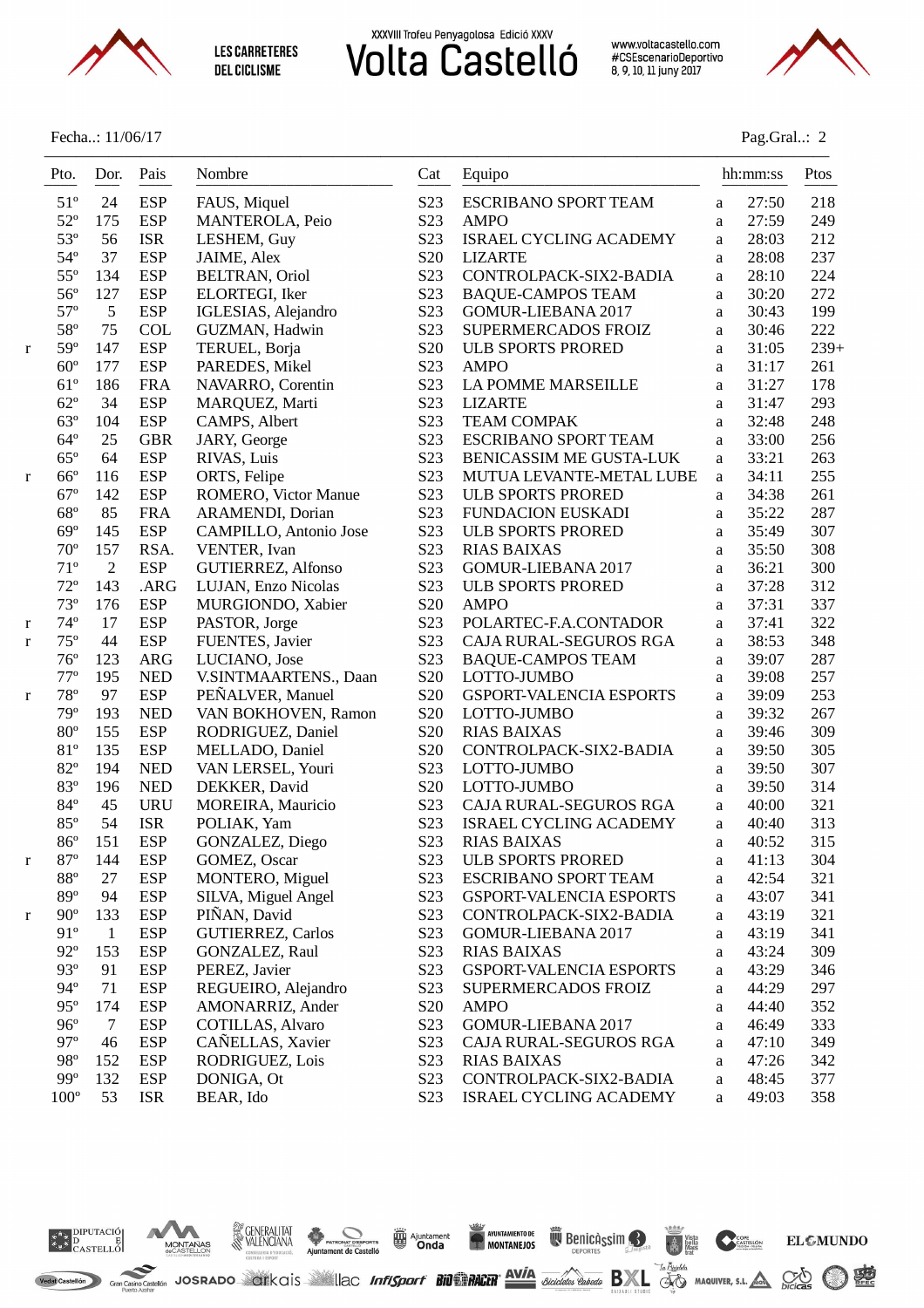Fecha..: 11/06/17

| | Pto. | Dor. | Pais | Nombre | Cat | Equipo | | hh:mm:ss | Ptos |
|---|---|---|---|---|---|---|---|---|---|
| | 51º | 24 | ESP | FAUS, Miquel | S23 | ESCRIBANO SPORT TEAM | a | 27:50 | 218 |
| | 52º | 175 | ESP | MANTEROLA, Peio | S23 | AMPO | a | 27:59 | 249 |
| | 53º | 56 | ISR | LESHEM, Guy | S23 | ISRAEL CYCLING ACADEMY | a | 28:03 | 212 |
| | 54º | 37 | ESP | JAIME, Alex | S20 | LIZARTE | a | 28:08 | 237 |
| | 55º | 134 | ESP | BELTRAN, Oriol | S23 | CONTROLPACK-SIX2-BADIA | a | 28:10 | 224 |
| | 56º | 127 | ESP | ELORTEGI, Iker | S23 | BAQUE-CAMPOS TEAM | a | 30:20 | 272 |
| | 57º | 5 | ESP | IGLESIAS, Alejandro | S23 | GOMUR-LIEBANA 2017 | a | 30:43 | 199 |
| | 58º | 75 | COL | GUZMAN, Hadwin | S23 | SUPERMERCADOS FROIZ | a | 30:46 | 222 |
| r | 59º | 147 | ESP | TERUEL, Borja | S20 | ULB SPORTS PRORED | a | 31:05 | 239+ |
| | 60º | 177 | ESP | PAREDES, Mikel | S23 | AMPO | a | 31:17 | 261 |
| | 61º | 186 | FRA | NAVARRO, Corentin | S23 | LA POMME MARSEILLE | a | 31:27 | 178 |
| | 62º | 34 | ESP | MARQUEZ, Marti | S23 | LIZARTE | a | 31:47 | 293 |
| | 63º | 104 | ESP | CAMPS, Albert | S23 | TEAM COMPAK | a | 32:48 | 248 |
| | 64º | 25 | GBR | JARY, George | S23 | ESCRIBANO SPORT TEAM | a | 33:00 | 256 |
| | 65º | 64 | ESP | RIVAS, Luis | S23 | BENICASSIM ME GUSTA-LUK | a | 33:21 | 263 |
| r | 66º | 116 | ESP | ORTS, Felipe | S23 | MUTUA LEVANTE-METAL LUBE | a | 34:11 | 255 |
| | 67º | 142 | ESP | ROMERO, Victor Manue | S23 | ULB SPORTS PRORED | a | 34:38 | 261 |
| | 68º | 85 | FRA | ARAMENDI, Dorian | S23 | FUNDACION EUSKADI | a | 35:22 | 287 |
| | 69º | 145 | ESP | CAMPILLO, Antonio Jose | S23 | ULB SPORTS PRORED | a | 35:49 | 307 |
| | 70º | 157 | RSA. | VENTER, Ivan | S23 | RIAS BAIXAS | a | 35:50 | 308 |
| | 71º | 2 | ESP | GUTIERREZ, Alfonso | S23 | GOMUR-LIEBANA 2017 | a | 36:21 | 300 |
| | 72º | 143 | .ARG | LUJAN, Enzo Nicolas | S23 | ULB SPORTS PRORED | a | 37:28 | 312 |
| | 73º | 176 | ESP | MURGIONDO, Xabier | S20 | AMPO | a | 37:31 | 337 |
| r | 74º | 17 | ESP | PASTOR, Jorge | S23 | POLARTEC-F.A.CONTADOR | a | 37:41 | 322 |
| r | 75º | 44 | ESP | FUENTES, Javier | S23 | CAJA RURAL-SEGUROS RGA | a | 38:53 | 348 |
| | 76º | 123 | ARG | LUCIANO, Jose | S23 | BAQUE-CAMPOS TEAM | a | 39:07 | 287 |
| | 77º | 195 | NED | V.SINTMAARTENS., Daan | S20 | LOTTO-JUMBO | a | 39:08 | 257 |
| r | 78º | 97 | ESP | PEÑALVER, Manuel | S20 | GSPORT-VALENCIA ESPORTS | a | 39:09 | 253 |
| | 79º | 193 | NED | VAN BOKHOVEN, Ramon | S20 | LOTTO-JUMBO | a | 39:32 | 267 |
| | 80º | 155 | ESP | RODRIGUEZ, Daniel | S20 | RIAS BAIXAS | a | 39:46 | 309 |
| | 81º | 135 | ESP | MELLADO, Daniel | S20 | CONTROLPACK-SIX2-BADIA | a | 39:50 | 305 |
| | 82º | 194 | NED | VAN LERSEL, Youri | S23 | LOTTO-JUMBO | a | 39:50 | 307 |
| | 83º | 196 | NED | DEKKER, David | S20 | LOTTO-JUMBO | a | 39:50 | 314 |
| | 84º | 45 | URU | MOREIRA, Mauricio | S23 | CAJA RURAL-SEGUROS RGA | a | 40:00 | 321 |
| | 85º | 54 | ISR | POLIAK, Yam | S23 | ISRAEL CYCLING ACADEMY | a | 40:40 | 313 |
| | 86º | 151 | ESP | GONZALEZ, Diego | S23 | RIAS BAIXAS | a | 40:52 | 315 |
| r | 87º | 144 | ESP | GOMEZ, Oscar | S23 | ULB SPORTS PRORED | a | 41:13 | 304 |
| | 88º | 27 | ESP | MONTERO, Miguel | S23 | ESCRIBANO SPORT TEAM | a | 42:54 | 321 |
| | 89º | 94 | ESP | SILVA, Miguel Angel | S23 | GSPORT-VALENCIA ESPORTS | a | 43:07 | 341 |
| r | 90º | 133 | ESP | PIÑAN, David | S23 | CONTROLPACK-SIX2-BADIA | a | 43:19 | 321 |
| | 91º | 1 | ESP | GUTIERREZ, Carlos | S23 | GOMUR-LIEBANA 2017 | a | 43:19 | 341 |
| | 92º | 153 | ESP | GONZALEZ, Raul | S23 | RIAS BAIXAS | a | 43:24 | 309 |
| | 93º | 91 | ESP | PEREZ, Javier | S23 | GSPORT-VALENCIA ESPORTS | a | 43:29 | 346 |
| | 94º | 71 | ESP | REGUEIRO, Alejandro | S23 | SUPERMERCADOS FROIZ | a | 44:29 | 297 |
| | 95º | 174 | ESP | AMONARRIZ, Ander | S20 | AMPO | a | 44:40 | 352 |
| | 96º | 7 | ESP | COTILLAS, Alvaro | S23 | GOMUR-LIEBANA 2017 | a | 46:49 | 333 |
| | 97º | 46 | ESP | CAÑELLAS, Xavier | S23 | CAJA RURAL-SEGUROS RGA | a | 47:10 | 349 |
| | 98º | 152 | ESP | RODRIGUEZ, Lois | S23 | RIAS BAIXAS | a | 47:26 | 342 |
| | 99º | 132 | ESP | DONIGA, Ot | S23 | CONTROLPACK-SIX2-BADIA | a | 48:45 | 377 |
| | 100º | 53 | ISR | BEAR, Ido | S23 | ISRAEL CYCLING ACADEMY | a | 49:03 | 358 |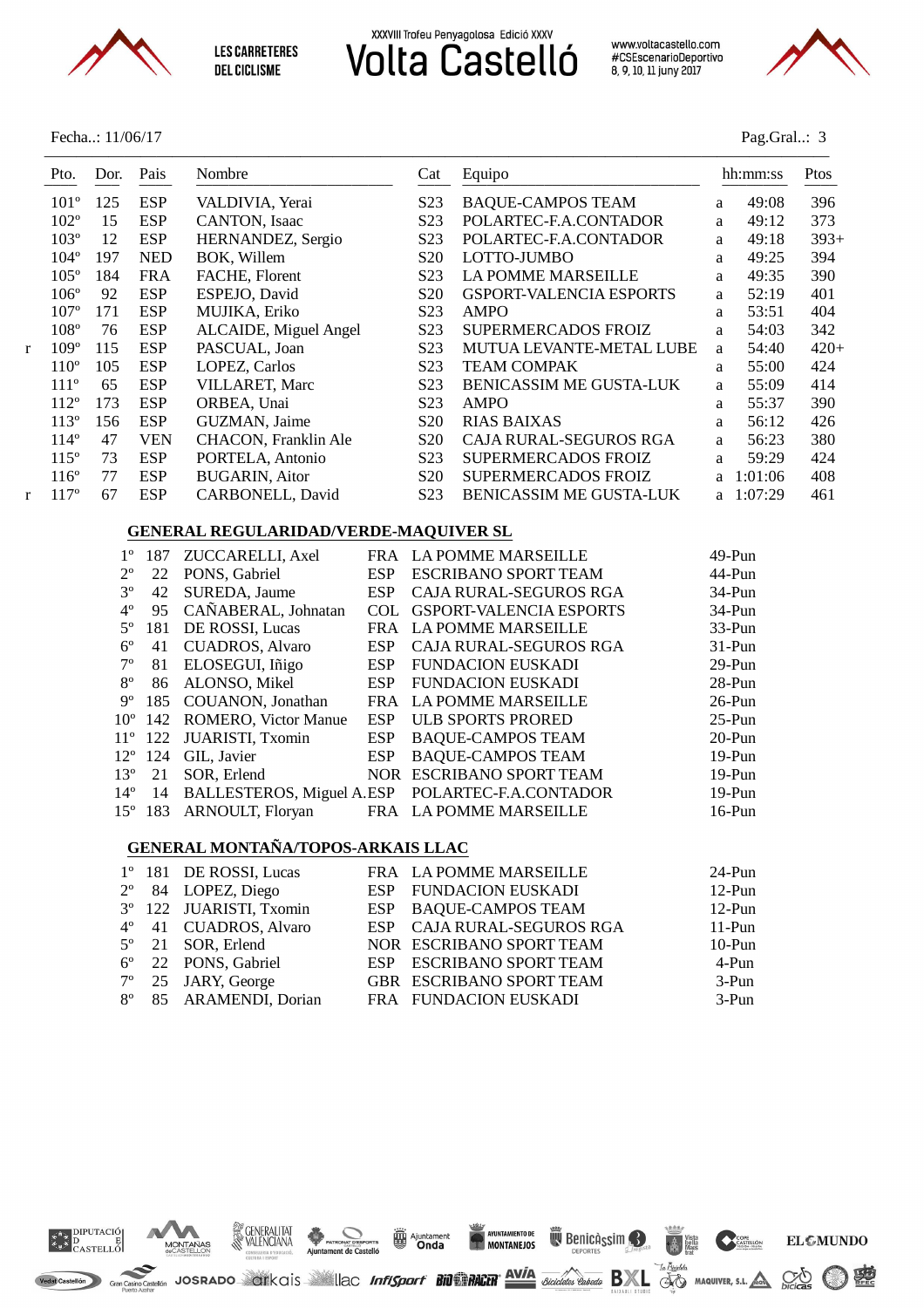Fecha..: 11/06/17

Pag.Gral..: 3

| | Pto. | Dor. | Pais | Nombre | Cat | Equipo | | hh:mm:ss | Ptos |
|---|---|---|---|---|---|---|---|---|---|
| | 101º | 125 | ESP | VALDIVIA, Yerai | S23 | BAQUE-CAMPOS TEAM | a | 49:08 | 396 |
| | 102º | 15 | ESP | CANTON, Isaac | S23 | POLARTEC-F.A.CONTADOR | a | 49:12 | 373 |
| | 103º | 12 | ESP | HERNANDEZ, Sergio | S23 | POLARTEC-F.A.CONTADOR | a | 49:18 | 393+ |
| | 104º | 197 | NED | BOK, Willem | S20 | LOTTO-JUMBO | a | 49:25 | 394 |
| | 105º | 184 | FRA | FACHE, Florent | S23 | LA POMME MARSEILLE | a | 49:35 | 390 |
| | 106º | 92 | ESP | ESPEJO, David | S20 | GSPORT-VALENCIA ESPORTS | a | 52:19 | 401 |
| | 107º | 171 | ESP | MUJIKA, Eriko | S23 | AMPO | a | 53:51 | 404 |
| | 108º | 76 | ESP | ALCAIDE, Miguel Angel | S23 | SUPERMERCADOS FROIZ | a | 54:03 | 342 |
| r | 109º | 115 | ESP | PASCUAL, Joan | S23 | MUTUA LEVANTE-METAL LUBE | a | 54:40 | 420+ |
| | 110º | 105 | ESP | LOPEZ, Carlos | S23 | TEAM COMPAK | a | 55:00 | 424 |
| | 111º | 65 | ESP | VILLARET, Marc | S23 | BENICASSIM ME GUSTA-LUK | a | 55:09 | 414 |
| | 112º | 173 | ESP | ORBEA, Unai | S23 | AMPO | a | 55:37 | 390 |
| | 113º | 156 | ESP | GUZMAN, Jaime | S20 | RIAS BAIXAS | a | 56:12 | 426 |
| | 114º | 47 | VEN | CHACON, Franklin Ale | S20 | CAJA RURAL-SEGUROS RGA | a | 56:23 | 380 |
| | 115º | 73 | ESP | PORTELA, Antonio | S23 | SUPERMERCADOS FROIZ | a | 59:29 | 424 |
| | 116º | 77 | ESP | BUGARIN, Aitor | S20 | SUPERMERCADOS FROIZ | a | 1:01:06 | 408 |
| r | 117º | 67 | ESP | CARBONELL, David | S23 | BENICASSIM ME GUSTA-LUK | a | 1:07:29 | 461 |

## GENERAL REGULARIDAD/VERDE-MAQUIVER SL

| Pto. | Dor. | Nombre | Pais | Equipo | Puntos |
|---|---|---|---|---|---|
| 1º | 187 | ZUCCARELLI, Axel | FRA | LA POMME MARSEILLE | 49-Pun |
| 2º | 22 | PONS, Gabriel | ESP | ESCRIBANO SPORT TEAM | 44-Pun |
| 3º | 42 | SUREDA, Jaume | ESP | CAJA RURAL-SEGUROS RGA | 34-Pun |
| 4º | 95 | CAÑABERAL, Johnatan | COL | GSPORT-VALENCIA ESPORTS | 34-Pun |
| 5º | 181 | DE ROSSI, Lucas | FRA | LA POMME MARSEILLE | 33-Pun |
| 6º | 41 | CUADROS, Alvaro | ESP | CAJA RURAL-SEGUROS RGA | 31-Pun |
| 7º | 81 | ELOSEGUI, Iñigo | ESP | FUNDACION EUSKADI | 29-Pun |
| 8º | 86 | ALONSO, Mikel | ESP | FUNDACION EUSKADI | 28-Pun |
| 9º | 185 | COUANON, Jonathan | FRA | LA POMME MARSEILLE | 26-Pun |
| 10º | 142 | ROMERO, Victor Manue | ESP | ULB SPORTS PRORED | 25-Pun |
| 11º | 122 | JUARISTI, Txomin | ESP | BAQUE-CAMPOS TEAM | 20-Pun |
| 12º | 124 | GIL, Javier | ESP | BAQUE-CAMPOS TEAM | 19-Pun |
| 13º | 21 | SOR, Erlend | NOR | ESCRIBANO SPORT TEAM | 19-Pun |
| 14º | 14 | BALLESTEROS, Miguel A. | ESP | POLARTEC-F.A.CONTADOR | 19-Pun |
| 15º | 183 | ARNOULT, Floryan | FRA | LA POMME MARSEILLE | 16-Pun |

## GENERAL MONTAÑA/TOPOS-ARKAIS LLAC

| Pto. | Dor. | Nombre | Pais | Equipo | Puntos |
|---|---|---|---|---|---|
| 1º | 181 | DE ROSSI, Lucas | FRA | LA POMME MARSEILLE | 24-Pun |
| 2º | 84 | LOPEZ, Diego | ESP | FUNDACION EUSKADI | 12-Pun |
| 3º | 122 | JUARISTI, Txomin | ESP | BAQUE-CAMPOS TEAM | 12-Pun |
| 4º | 41 | CUADROS, Alvaro | ESP | CAJA RURAL-SEGUROS RGA | 11-Pun |
| 5º | 21 | SOR, Erlend | NOR | ESCRIBANO SPORT TEAM | 10-Pun |
| 6º | 22 | PONS, Gabriel | ESP | ESCRIBANO SPORT TEAM | 4-Pun |
| 7º | 25 | JARY, George | GBR | ESCRIBANO SPORT TEAM | 3-Pun |
| 8º | 85 | ARAMENDI, Dorian | FRA | FUNDACION EUSKADI | 3-Pun |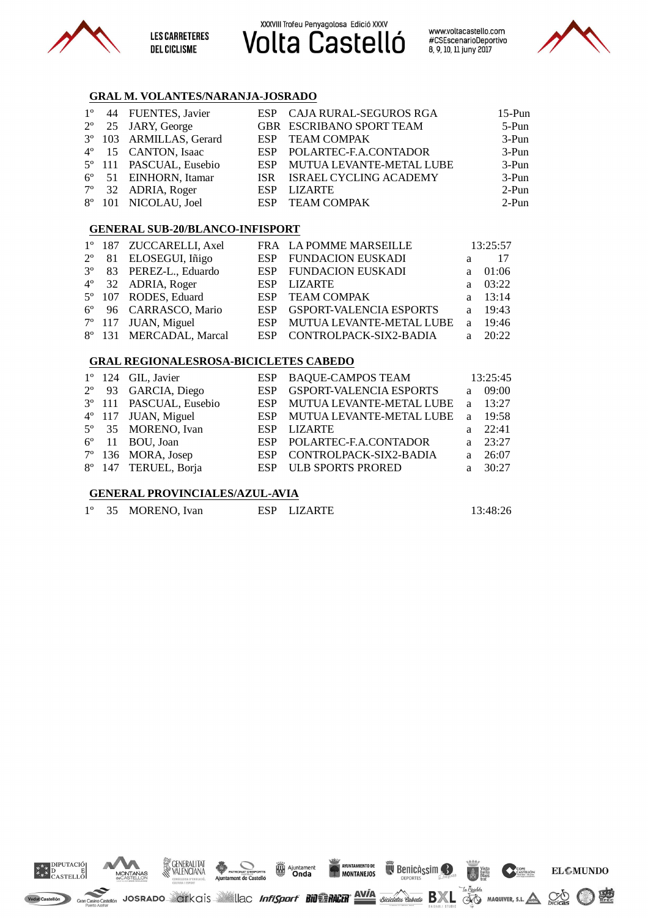## GRAL M. VOLANTES/NARANJA-JOSRADO

| | | | | | |
|---|---|---|---|---|---|
| 1º | 44 | FUENTES, Javier | ESP | CAJA RURAL-SEGUROS RGA | 15-Pun |
| 2º | 25 | JARY, George | GBR | ESCRIBANO SPORT TEAM | 5-Pun |
| 3º | 103 | ARMILLAS, Gerard | ESP | TEAM COMPAK | 3-Pun |
| 4º | 15 | CANTON, Isaac | ESP | POLARTEC-F.A.CONTADOR | 3-Pun |
| 5º | 111 | PASCUAL, Eusebio | ESP | MUTUA LEVANTE-METAL LUBE | 3-Pun |
| 6º | 51 | EINHORN, Itamar | ISR | ISRAEL CYCLING ACADEMY | 3-Pun |
| 7º | 32 | ADRIA, Roger | ESP | LIZARTE | 2-Pun |
| 8º | 101 | NICOLAU, Joel | ESP | TEAM COMPAK | 2-Pun |

## GENERAL SUB-20/BLANCO-INFISPORT

| | | | | | | |
|---|---|---|---|---|---|---|
| 1º | 187 | ZUCCARELLI, Axel | FRA | LA POMME MARSEILLE | | 13:25:57 |
| 2º | 81 | ELOSEGUI, Iñigo | ESP | FUNDACION EUSKADI | a | 17 |
| 3º | 83 | PEREZ-L., Eduardo | ESP | FUNDACION EUSKADI | a | 01:06 |
| 4º | 32 | ADRIA, Roger | ESP | LIZARTE | a | 03:22 |
| 5º | 107 | RODES, Eduard | ESP | TEAM COMPAK | a | 13:14 |
| 6º | 96 | CARRASCO, Mario | ESP | GSPORT-VALENCIA ESPORTS | a | 19:43 |
| 7º | 117 | JUAN, Miguel | ESP | MUTUA LEVANTE-METAL LUBE | a | 19:46 |
| 8º | 131 | MERCADAL, Marcal | ESP | CONTROLPACK-SIX2-BADIA | a | 20:22 |

## GRAL REGIONALESROSA-BICICLETES CABEDO

| | | | | | | |
|---|---|---|---|---|---|---|
| 1º | 124 | GIL, Javier | ESP | BAQUE-CAMPOS TEAM | | 13:25:45 |
| 2º | 93 | GARCIA, Diego | ESP | GSPORT-VALENCIA ESPORTS | a | 09:00 |
| 3º | 111 | PASCUAL, Eusebio | ESP | MUTUA LEVANTE-METAL LUBE | a | 13:27 |
| 4º | 117 | JUAN, Miguel | ESP | MUTUA LEVANTE-METAL LUBE | a | 19:58 |
| 5º | 35 | MORENO, Ivan | ESP | LIZARTE | a | 22:41 |
| 6º | 11 | BOU, Joan | ESP | POLARTEC-F.A.CONTADOR | a | 23:27 |
| 7º | 136 | MORA, Josep | ESP | CONTROLPACK-SIX2-BADIA | a | 26:07 |
| 8º | 147 | TERUEL, Borja | ESP | ULB SPORTS PRORED | a | 30:27 |

## GENERAL PROVINCIALES/AZUL-AVIA

| | | | | | |
|---|---|---|---|---|---|
| 1º | 35 | MORENO, Ivan | ESP | LIZARTE | 13:48:26 |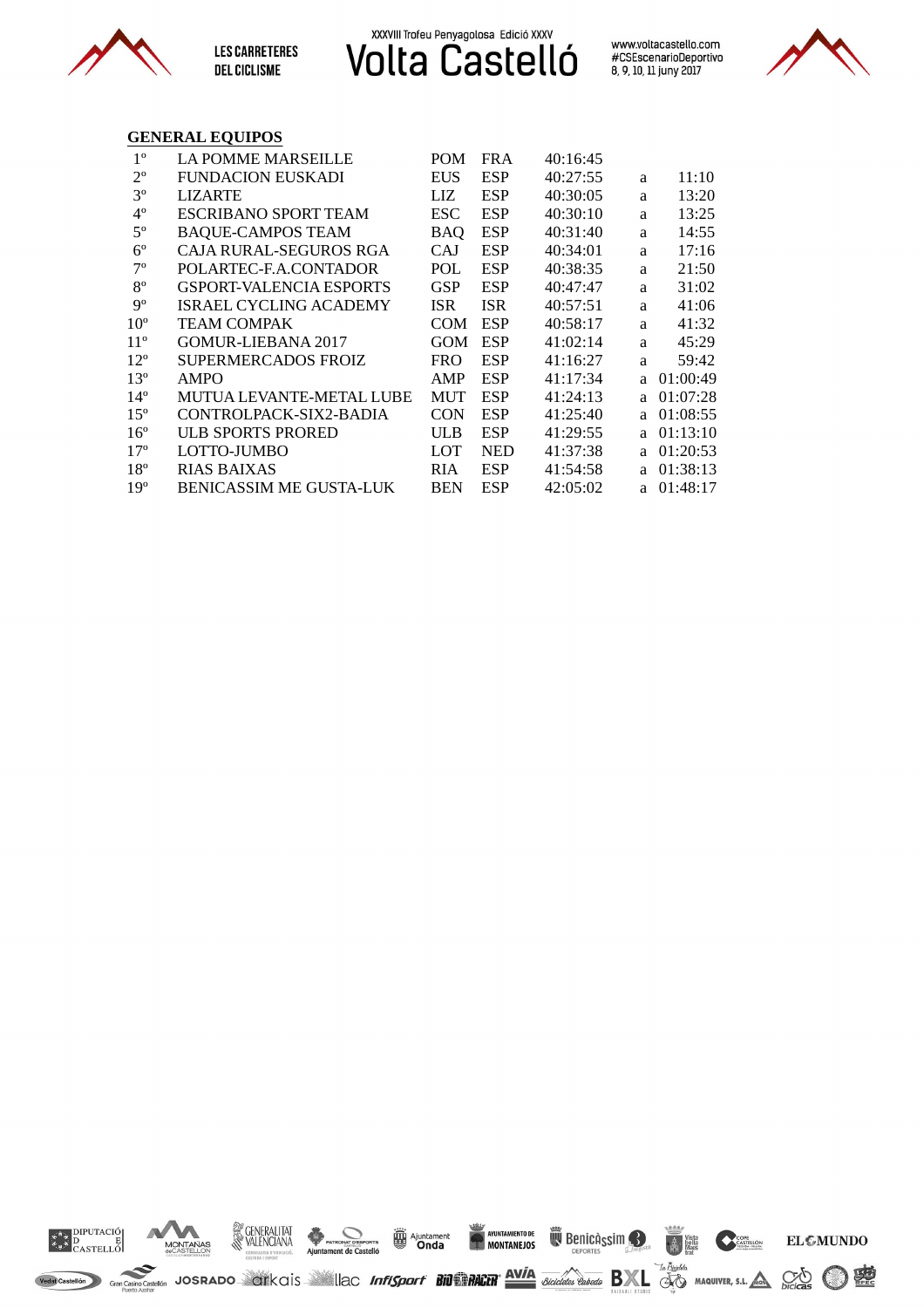## GENERAL EQUIPOS

| | | | | | | |
|---|---|---|---|---|---|---|
| 1º | LA POMME MARSEILLE | POM | FRA | 40:16:45 | | |
| 2º | FUNDACION EUSKADI | EUS | ESP | 40:27:55 | a | 11:10 |
| 3º | LIZARTE | LIZ | ESP | 40:30:05 | a | 13:20 |
| 4º | ESCRIBANO SPORT TEAM | ESC | ESP | 40:30:10 | a | 13:25 |
| 5º | BAQUE-CAMPOS TEAM | BAQ | ESP | 40:31:40 | a | 14:55 |
| 6º | CAJA RURAL-SEGUROS RGA | CAJ | ESP | 40:34:01 | a | 17:16 |
| 7º | POLARTEC-F.A.CONTADOR | POL | ESP | 40:38:35 | a | 21:50 |
| 8º | GSPORT-VALENCIA ESPORTS | GSP | ESP | 40:47:47 | a | 31:02 |
| 9º | ISRAEL CYCLING ACADEMY | ISR | ISR | 40:57:51 | a | 41:06 |
| 10º | TEAM COMPAK | COM | ESP | 40:58:17 | a | 41:32 |
| 11º | GOMUR-LIEBANA 2017 | GOM | ESP | 41:02:14 | a | 45:29 |
| 12º | SUPERMERCADOS FROIZ | FRO | ESP | 41:16:27 | a | 59:42 |
| 13º | AMPO | AMP | ESP | 41:17:34 | a | 01:00:49 |
| 14º | MUTUA LEVANTE-METAL LUBE | MUT | ESP | 41:24:13 | a | 01:07:28 |
| 15º | CONTROLPACK-SIX2-BADIA | CON | ESP | 41:25:40 | a | 01:08:55 |
| 16º | ULB SPORTS PRORED | ULB | ESP | 41:29:55 | a | 01:13:10 |
| 17º | LOTTO-JUMBO | LOT | NED | 41:37:38 | a | 01:20:53 |
| 18º | RIAS BAIXAS | RIA | ESP | 41:54:58 | a | 01:38:13 |
| 19º | BENICASSIM ME GUSTA-LUK | BEN | ESP | 42:05:02 | a | 01:48:17 |